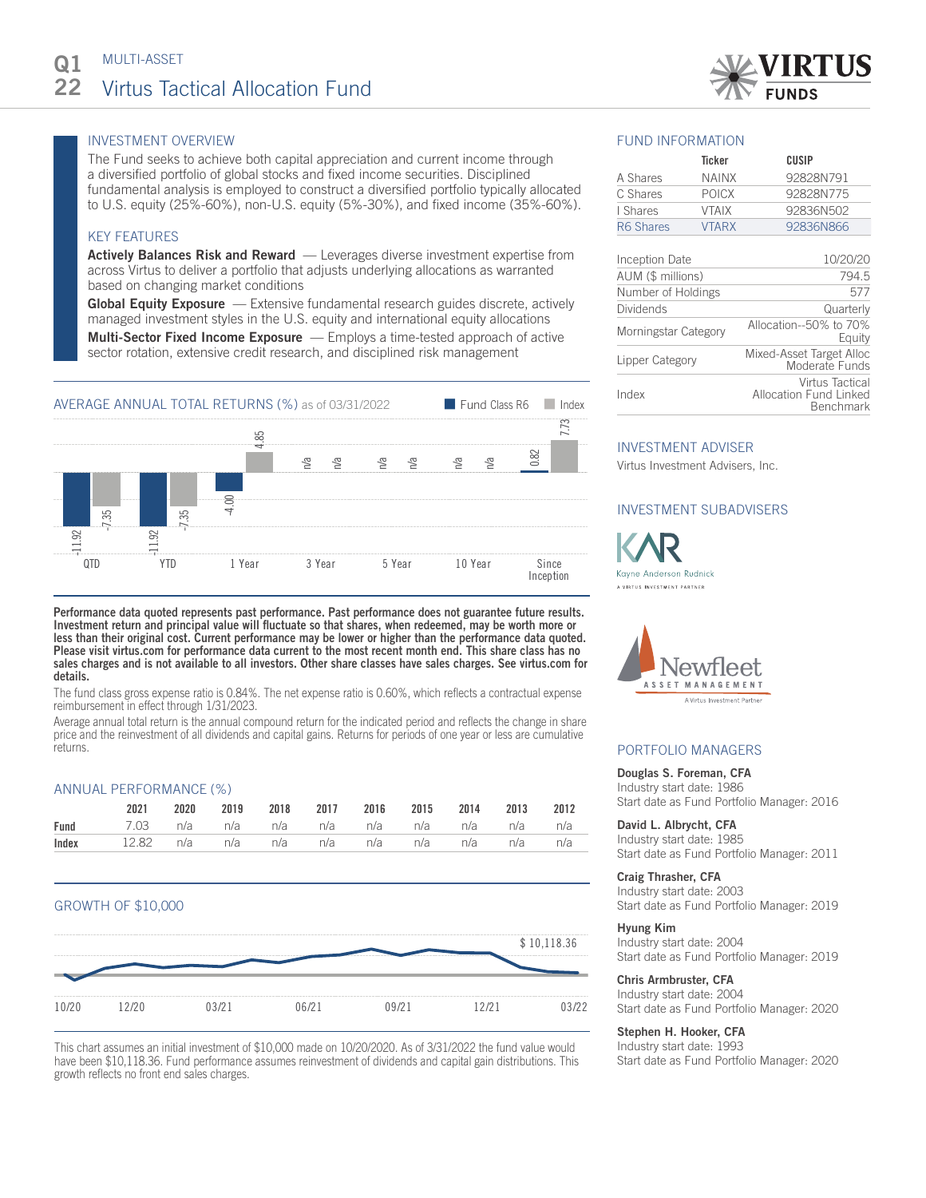# Q1 22 MULTI-ASSET

# Virtus Tactical Allocation Fund

## INVESTMENT OVERVIEW

The Fund seeks to achieve both capital appreciation and current income through a diversified portfolio of global stocks and fixed income securities. Disciplined fundamental analysis is employed to construct a diversified portfolio typically allocated to U.S. equity (25%-60%), non-U.S. equity (5%-30%), and fixed income (35%-60%).

## KEY FEATURES

**Actively Balances Risk and Reward** — Leverages diverse investment expertise from across Virtus to deliver a portfolio that adjusts underlying allocations as warranted based on changing market conditions

**Global Equity Exposure** — Extensive fundamental research guides discrete, actively managed investment styles in the U.S. equity and international equity allocations

**Multi-Sector Fixed Income Exposure** — Employs a time-tested approach of active sector rotation, extensive credit research, and disciplined risk management

## AVERAGE ANNUAL TOTAL RETURNS (%) as of 03/31/2022

| | QTD | YTD | 1 Year | 3 Year | 5 Year | 10 Year | Since Inception |
|---|---|---|---|---|---|---|---|
| Fund Class R6 | -11.92 | -11.92 | -4.00 | n/a | n/a | n/a | 0.82 |
| Index | -7.35 | -7.35 | 4.85 | n/a | n/a | n/a | 7.73 |

**Performance data quoted represents past performance. Past performance does not guarantee future results. Investment return and principal value will fluctuate so that shares, when redeemed, may be worth more or less than their original cost. Current performance may be lower or higher than the performance data quoted. Please visit virtus.com for performance data current to the most recent month end. This share class has no sales charges and is not available to all investors. Other share classes have sales charges. See virtus.com for details.**

The fund class gross expense ratio is 0.84%. The net expense ratio is 0.60%, which reflects a contractual expense reimbursement in effect through 1/31/2023.

Average annual total return is the annual compound return for the indicated period and reflects the change in share price and the reinvestment of all dividends and capital gains. Returns for periods of one year or less are cumulative returns.

## ANNUAL PERFORMANCE (%)

| | 2021 | 2020 | 2019 | 2018 | 2017 | 2016 | 2015 | 2014 | 2013 | 2012 |
|---|---|---|---|---|---|---|---|---|---|---|
| Fund | 7.03 | n/a | n/a | n/a | n/a | n/a | n/a | n/a | n/a | n/a |
| Index | 12.82 | n/a | n/a | n/a | n/a | n/a | n/a | n/a | n/a | n/a |

## GROWTH OF $10,000

$ 10,118.36

10/20 12/20 03/21 06/21 09/21 12/21 03/22

This chart assumes an initial investment of $10,000 made on 10/20/2020. As of 3/31/2022 the fund value would have been $10,118.36. Fund performance assumes reinvestment of dividends and capital gain distributions. This growth reflects no front end sales charges.

## FUND INFORMATION

| | Ticker | CUSIP |
|---|---|---|
| A Shares | NAINX | 92828N791 |
| C Shares | POICX | 92828N775 |
| I Shares | VTAIX | 92836N502 |
| R6 Shares | VTARX | 92836N866 |

| | |
|---|---|
| Inception Date | 10/20/20 |
| AUM ($ millions) | 794.5 |
| Number of Holdings | 577 |
| Dividends | Quarterly |
| Morningstar Category | Allocation--50% to 70% Equity |
| Lipper Category | Mixed-Asset Target Alloc Moderate Funds |
| Index | Virtus Tactical Allocation Fund Linked Benchmark |

## INVESTMENT ADVISER

Virtus Investment Advisers, Inc.

## INVESTMENT SUBADVISERS

Kayne Anderson Rudnick — A Virtus Investment Partner

Newfleet Asset Management — A Virtus Investment Partner

## PORTFOLIO MANAGERS

**Douglas S. Foreman, CFA**
Industry start date: 1986
Start date as Fund Portfolio Manager: 2016

**David L. Albrycht, CFA**
Industry start date: 1985
Start date as Fund Portfolio Manager: 2011

**Craig Thrasher, CFA**
Industry start date: 2003
Start date as Fund Portfolio Manager: 2019

**Hyung Kim**
Industry start date: 2004
Start date as Fund Portfolio Manager: 2019

**Chris Armbruster, CFA**
Industry start date: 2004
Start date as Fund Portfolio Manager: 2020

**Stephen H. Hooker, CFA**
Industry start date: 1993
Start date as Fund Portfolio Manager: 2020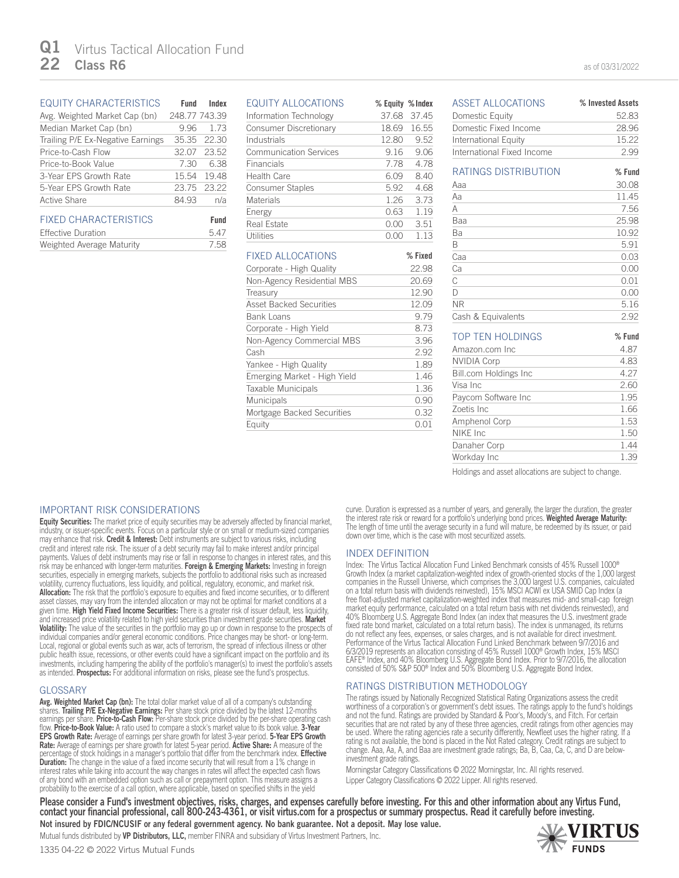# Q1 22 Virtus Tactical Allocation Fund
## Class R6

as of 03/31/2022

### EQUITY CHARACTERISTICS

| EQUITY CHARACTERISTICS | Fund | Index |
|---|---|---|
| Avg. Weighted Market Cap (bn) | 248.77 | 743.39 |
| Median Market Cap (bn) | 9.96 | 1.73 |
| Trailing P/E Ex-Negative Earnings | 35.35 | 22.30 |
| Price-to-Cash Flow | 32.07 | 23.52 |
| Price-to-Book Value | 7.30 | 6.38 |
| 3-Year EPS Growth Rate | 15.54 | 19.48 |
| 5-Year EPS Growth Rate | 23.75 | 23.22 |
| Active Share | 84.93 | n/a |

### FIXED CHARACTERISTICS

| FIXED CHARACTERISTICS | Fund |
|---|---|
| Effective Duration | 5.47 |
| Weighted Average Maturity | 7.58 |

### EQUITY ALLOCATIONS

| EQUITY ALLOCATIONS | % Equity | % Index |
|---|---|---|
| Information Technology | 37.68 | 37.45 |
| Consumer Discretionary | 18.69 | 16.55 |
| Industrials | 12.80 | 9.52 |
| Communication Services | 9.16 | 9.06 |
| Financials | 7.78 | 4.78 |
| Health Care | 6.09 | 8.40 |
| Consumer Staples | 5.92 | 4.68 |
| Materials | 1.26 | 3.73 |
| Energy | 0.63 | 1.19 |
| Real Estate | 0.00 | 3.51 |
| Utilities | 0.00 | 1.13 |

### FIXED ALLOCATIONS

| FIXED ALLOCATIONS | % Fixed |
|---|---|
| Corporate - High Quality | 22.98 |
| Non-Agency Residential MBS | 20.69 |
| Treasury | 12.90 |
| Asset Backed Securities | 12.09 |
| Bank Loans | 9.79 |
| Corporate - High Yield | 8.73 |
| Non-Agency Commercial MBS | 3.96 |
| Cash | 2.92 |
| Yankee - High Quality | 1.89 |
| Emerging Market - High Yield | 1.46 |
| Taxable Municipals | 1.36 |
| Municipals | 0.90 |
| Mortgage Backed Securities | 0.32 |
| Equity | 0.01 |

### ASSET ALLOCATIONS

| ASSET ALLOCATIONS | % Invested Assets |
|---|---|
| Domestic Equity | 52.83 |
| Domestic Fixed Income | 28.96 |
| International Equity | 15.22 |
| International Fixed Income | 2.99 |

### RATINGS DISTRIBUTION

| RATINGS DISTRIBUTION | % Fund |
|---|---|
| Aaa | 30.08 |
| Aa | 11.45 |
| A | 7.56 |
| Baa | 25.98 |
| Ba | 10.92 |
| B | 5.91 |
| Caa | 0.03 |
| Ca | 0.00 |
| C | 0.01 |
| D | 0.00 |
| NR | 5.16 |
| Cash & Equivalents | 2.92 |

### TOP TEN HOLDINGS

| TOP TEN HOLDINGS | % Fund |
|---|---|
| Amazon.com Inc | 4.87 |
| NVIDIA Corp | 4.83 |
| Bill.com Holdings Inc | 4.27 |
| Visa Inc | 2.60 |
| Paycom Software Inc | 1.95 |
| Zoetis Inc | 1.66 |
| Amphenol Corp | 1.53 |
| NIKE Inc | 1.50 |
| Danaher Corp | 1.44 |
| Workday Inc | 1.39 |

Holdings and asset allocations are subject to change.

### IMPORTANT RISK CONSIDERATIONS

**Equity Securities:** The market price of equity securities may be adversely affected by financial market, industry, or issuer-specific events. Focus on a particular style or on small or medium-sized companies may enhance that risk. **Credit & Interest:** Debt instruments are subject to various risks, including credit and interest rate risk. The issuer of a debt security may fail to make interest and/or principal payments. Values of debt instruments may rise or fall in response to changes in interest rates, and this risk may be enhanced with longer-term maturities. **Foreign & Emerging Markets:** Investing in foreign securities, especially in emerging markets, subjects the portfolio to additional risks such as increased volatility, currency fluctuations, less liquidity, and political, regulatory, economic, and market risk. **Allocation:** The risk that the portfolio's exposure to equities and fixed income securities, or to different asset classes, may vary from the intended allocation or may not be optimal for market conditions at a given time. **High Yield Fixed Income Securities:** There is a greater risk of issuer default, less liquidity, and increased price volatility related to high yield securities than investment grade securities. **Market Volatility:** The value of the securities in the portfolio may go up or down in response to the prospects of individual companies and/or general economic conditions. Price changes may be short- or long-term. Local, regional or global events such as war, acts of terrorism, the spread of infectious illness or other public health issue, recessions, or other events could have a significant impact on the portfolio and its investments, including hampering the ability of the portfolio's manager(s) to invest the portfolio's assets as intended. **Prospectus:** For additional information on risks, please see the fund's prospectus.

### GLOSSARY

**Avg. Weighted Market Cap (bn):** The total dollar market value of all of a company's outstanding shares. **Trailing P/E Ex-Negative Earnings:** Per share stock price divided by the latest 12-months earnings per share. **Price-to-Cash Flow:** Per-share stock price divided by the per-share operating cash flow. **Price-to-Book Value:** A ratio used to compare a stock's market value to its book value. **3-Year EPS Growth Rate:** Average of earnings per share growth for latest 3-year period. **5-Year EPS Growth Rate:** Average of earnings per share growth for latest 5-year period. **Active Share:** A measure of the percentage of stock holdings in a manager's portfolio that differ from the benchmark index. **Effective Duration:** The change in the value of a fixed income security that will result from a 1% change in interest rates while taking into account the way changes in rates will affect the expected cash flows of any bond with an embedded option such as call or prepayment option. This measure assigns a probability to the exercise of a call option, where applicable, based on specified shifts in the yield curve. Duration is expressed as a number of years, and generally, the larger the duration, the greater the interest rate risk or reward for a portfolio's underlying bond prices. **Weighted Average Maturity:** The length of time until the average security in a fund will mature, be redeemed by its issuer, or paid down over time, which is the case with most securitized assets.

### INDEX DEFINITION

Index: The Virtus Tactical Allocation Fund Linked Benchmark consists of 45% Russell 1000® Growth Index (a market capitalization-weighted index of growth-oriented stocks of the 1,000 largest companies in the Russell Universe, which comprises the 3,000 largest U.S. companies, calculated on a total return basis with dividends reinvested), 15% MSCI ACWI ex USA SMID Cap Index (a free float-adjusted market capitalization-weighted index that measures mid- and small-cap foreign market equity performance, calculated on a total return basis with net dividends reinvested), and 40% Bloomberg U.S. Aggregate Bond Index (an index that measures the U.S. investment grade fixed rate bond market, calculated on a total return basis). The index is unmanaged, its returns do not reflect any fees, expenses, or sales charges, and is not available for direct investment. Performance of the Virtus Tactical Allocation Fund Linked Benchmark between 9/7/2016 and 6/3/2019 represents an allocation consisting of 45% Russell 1000® Growth Index, 15% MSCI EAFE® Index, and 40% Bloomberg U.S. Aggregate Bond Index. Prior to 9/7/2016, the allocation consisted of 50% S&P 500® Index and 50% Bloomberg U.S. Aggregate Bond Index.

### RATINGS DISTRIBUTION METHODOLOGY

The ratings issued by Nationally Recognized Statistical Rating Organizations assess the credit worthiness of a corporation's or government's debt issues. The ratings apply to the fund's holdings and not the fund. Ratings are provided by Standard & Poor's, Moody's, and Fitch. For certain securities that are not rated by any of these three agencies, credit ratings from other agencies may be used. Where the rating agencies rate a security differently, Newfleet uses the higher rating. If a rating is not available, the bond is placed in the Not Rated category. Credit ratings are subject to change. Aaa, Aa, A, and Baa are investment grade ratings; Ba, B, Caa, Ca, C, and D are below-investment grade ratings.

Morningstar Category Classifications © 2022 Morningstar, Inc. All rights reserved.

Lipper Category Classifications © 2022 Lipper. All rights reserved.

**Please consider a Fund's investment objectives, risks, charges, and expenses carefully before investing. For this and other information about any Virtus Fund, contact your financial professional, call 800-243-4361, or visit virtus.com for a prospectus or summary prospectus. Read it carefully before investing.**

**Not insured by FDIC/NCUSIF or any federal government agency. No bank guarantee. Not a deposit. May lose value.**

Mutual funds distributed by **VP Distributors, LLC,** member FINRA and subsidiary of Virtus Investment Partners, Inc.

1335 04-22 © 2022 Virtus Mutual Funds

VIRTUS FUNDS